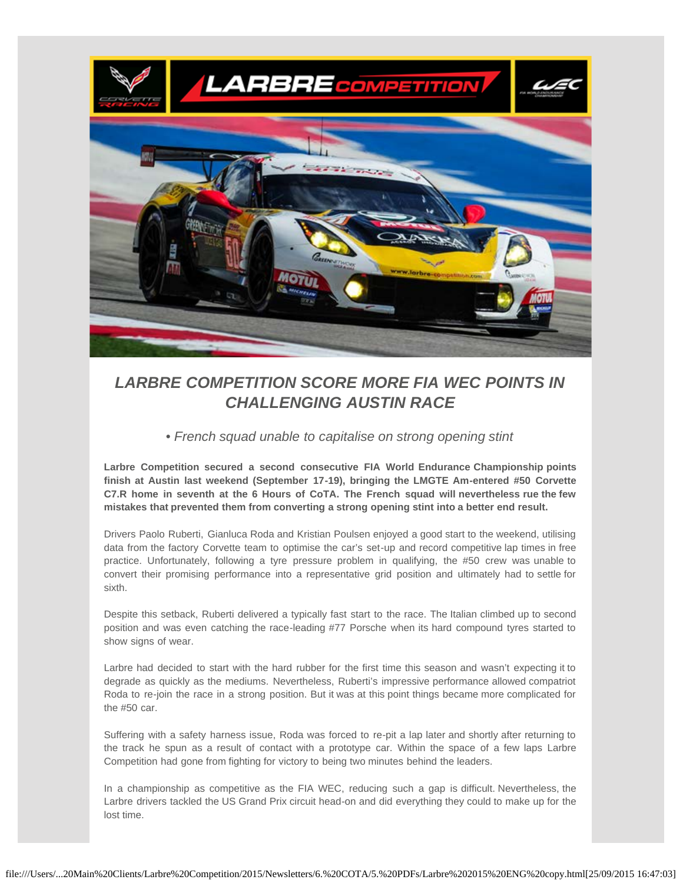## *LARBRE COMPETITION SCORE MORE FIA WEC POINTS IN CHALLENGING AUSTIN RACE*

*• French squad unable to capitalise on strong opening stint*

**Larbre Competition secured a second consecutive FIA World Endurance Championship points finish at Austin last weekend (September 17-19), bringing the LMGTE Am-entered #50 Corvette C7.R home in seventh at the 6 Hours of CoTA. The French squad will nevertheless rue the few mistakes that prevented them from converting a strong opening stint into a better end result.**

Drivers Paolo Ruberti, Gianluca Roda and Kristian Poulsen enjoyed a good start to the weekend, utilising data from the factory Corvette team to optimise the car's set-up and record competitive lap times in free practice. Unfortunately, following a tyre pressure problem in qualifying, the #50 crew was unable to convert their promising performance into a representative grid position and ultimately had to settle for sixth.

Despite this setback, Ruberti delivered a typically fast start to the race. The Italian climbed up to second position and was even catching the race-leading #77 Porsche when its hard compound tyres started to show signs of wear.

Larbre had decided to start with the hard rubber for the first time this season and wasn't expecting it to degrade as quickly as the mediums. Nevertheless, Ruberti's impressive performance allowed compatriot Roda to re-join the race in a strong position. But it was at this point things became more complicated for the #50 car.

Suffering with a safety harness issue, Roda was forced to re-pit a lap later and shortly after returning to the track he spun as a result of contact with a prototype car. Within the space of a few laps Larbre Competition had gone from fighting for victory to being two minutes behind the leaders.

In a championship as competitive as the FIA WEC, reducing such a gap is difficult. Nevertheless, the Larbre drivers tackled the US Grand Prix circuit head-on and did everything they could to make up for the lost time.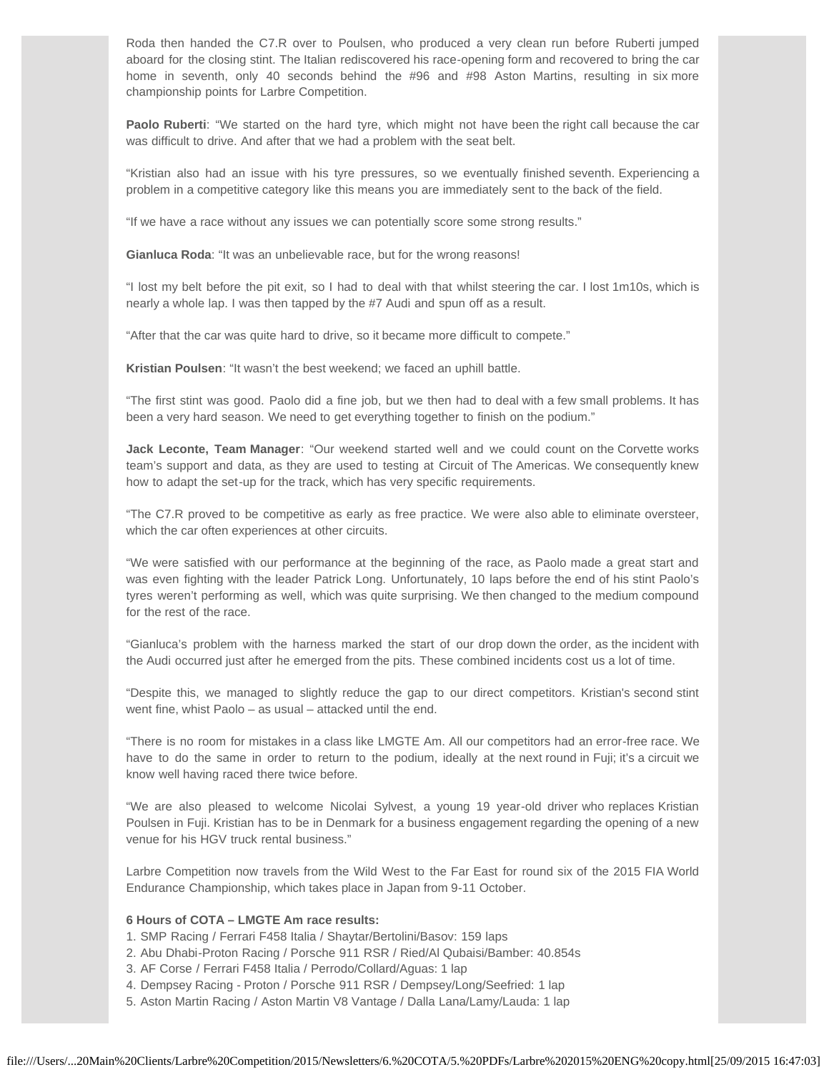Roda then handed the C7.R over to Poulsen, who produced a very clean run before Ruberti jumped aboard for the closing stint. The Italian rediscovered his race-opening form and recovered to bring the car home in seventh, only 40 seconds behind the #96 and #98 Aston Martins, resulting in six more championship points for Larbre Competition.

**Paolo Ruberti**: "We started on the hard tyre, which might not have been the right call because the car was difficult to drive. And after that we had a problem with the seat belt.

"Kristian also had an issue with his tyre pressures, so we eventually finished seventh. Experiencing a problem in a competitive category like this means you are immediately sent to the back of the field.

"If we have a race without any issues we can potentially score some strong results."

**Gianluca Roda**: "It was an unbelievable race, but for the wrong reasons!

"I lost my belt before the pit exit, so I had to deal with that whilst steering the car. I lost 1m10s, which is nearly a whole lap. I was then tapped by the #7 Audi and spun off as a result.

"After that the car was quite hard to drive, so it became more difficult to compete."

**Kristian Poulsen**: "It wasn't the best weekend; we faced an uphill battle.

"The first stint was good. Paolo did a fine job, but we then had to deal with a few small problems. It has been a very hard season. We need to get everything together to finish on the podium."

**Jack Leconte, Team Manager**: "Our weekend started well and we could count on the Corvette works team's support and data, as they are used to testing at Circuit of The Americas. We consequently knew how to adapt the set-up for the track, which has very specific requirements.

"The C7.R proved to be competitive as early as free practice. We were also able to eliminate oversteer, which the car often experiences at other circuits.

"We were satisfied with our performance at the beginning of the race, as Paolo made a great start and was even fighting with the leader Patrick Long. Unfortunately, 10 laps before the end of his stint Paolo's tyres weren't performing as well, which was quite surprising. We then changed to the medium compound for the rest of the race.

"Gianluca's problem with the harness marked the start of our drop down the order, as the incident with the Audi occurred just after he emerged from the pits. These combined incidents cost us a lot of time.

"Despite this, we managed to slightly reduce the gap to our direct competitors. Kristian's second stint went fine, whist Paolo – as usual – attacked until the end.

"There is no room for mistakes in a class like LMGTE Am. All our competitors had an error-free race. We have to do the same in order to return to the podium, ideally at the next round in Fuji; it's a circuit we know well having raced there twice before.

"We are also pleased to welcome Nicolai Sylvest, a young 19 year-old driver who replaces Kristian Poulsen in Fuji. Kristian has to be in Denmark for a business engagement regarding the opening of a new venue for his HGV truck rental business."

Larbre Competition now travels from the Wild West to the Far East for round six of the 2015 FIA World Endurance Championship, which takes place in Japan from 9-11 October.

**6 Hours of COTA – LMGTE Am race results:**

1. SMP Racing / Ferrari F458 Italia / Shaytar/Bertolini/Basov: 159 laps
2. Abu Dhabi-Proton Racing / Porsche 911 RSR / Ried/Al Qubaisi/Bamber: 40.854s
3. AF Corse / Ferrari F458 Italia / Perrodo/Collard/Aguas: 1 lap
4. Dempsey Racing - Proton / Porsche 911 RSR / Dempsey/Long/Seefried: 1 lap
5. Aston Martin Racing / Aston Martin V8 Vantage / Dalla Lana/Lamy/Lauda: 1 lap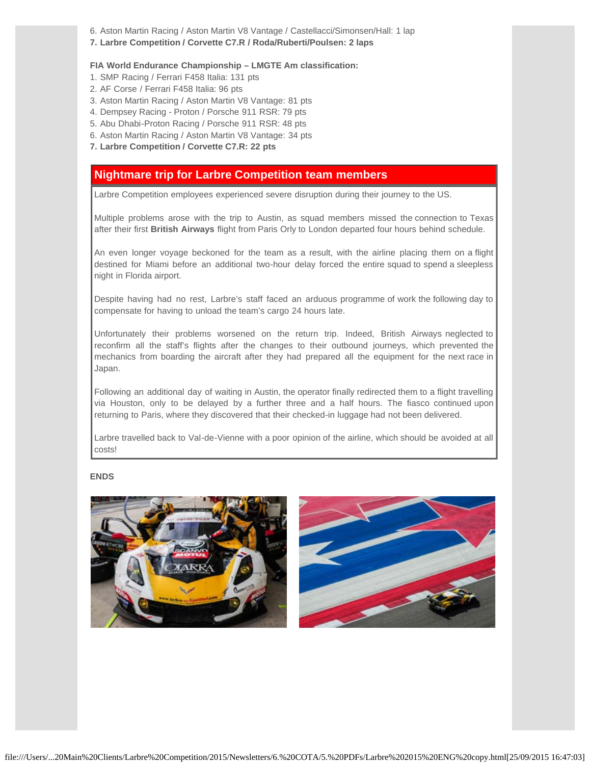6. Aston Martin Racing / Aston Martin V8 Vantage / Castellacci/Simonsen/Hall: 1 lap
**7. Larbre Competition / Corvette C7.R / Roda/Ruberti/Poulsen: 2 laps**

**FIA World Endurance Championship – LMGTE Am classification:**

1. SMP Racing / Ferrari F458 Italia: 131 pts
2. AF Corse / Ferrari F458 Italia: 96 pts
3. Aston Martin Racing / Aston Martin V8 Vantage: 81 pts
4. Dempsey Racing - Proton / Porsche 911 RSR: 79 pts
5. Abu Dhabi-Proton Racing / Porsche 911 RSR: 48 pts
6. Aston Martin Racing / Aston Martin V8 Vantage: 34 pts
7. **Larbre Competition / Corvette C7.R: 22 pts**

## Nightmare trip for Larbre Competition team members

Larbre Competition employees experienced severe disruption during their journey to the US.

Multiple problems arose with the trip to Austin, as squad members missed the connection to Texas after their first **British Airways** flight from Paris Orly to London departed four hours behind schedule.

An even longer voyage beckoned for the team as a result, with the airline placing them on a flight destined for Miami before an additional two-hour delay forced the entire squad to spend a sleepless night in Florida airport.

Despite having had no rest, Larbre's staff faced an arduous programme of work the following day to compensate for having to unload the team's cargo 24 hours late.

Unfortunately their problems worsened on the return trip. Indeed, British Airways neglected to reconfirm all the staff's flights after the changes to their outbound journeys, which prevented the mechanics from boarding the aircraft after they had prepared all the equipment for the next race in Japan.

Following an additional day of waiting in Austin, the operator finally redirected them to a flight travelling via Houston, only to be delayed by a further three and a half hours. The fiasco continued upon returning to Paris, where they discovered that their checked-in luggage had not been delivered.

Larbre travelled back to Val-de-Vienne with a poor opinion of the airline, which should be avoided at all costs!

**ENDS**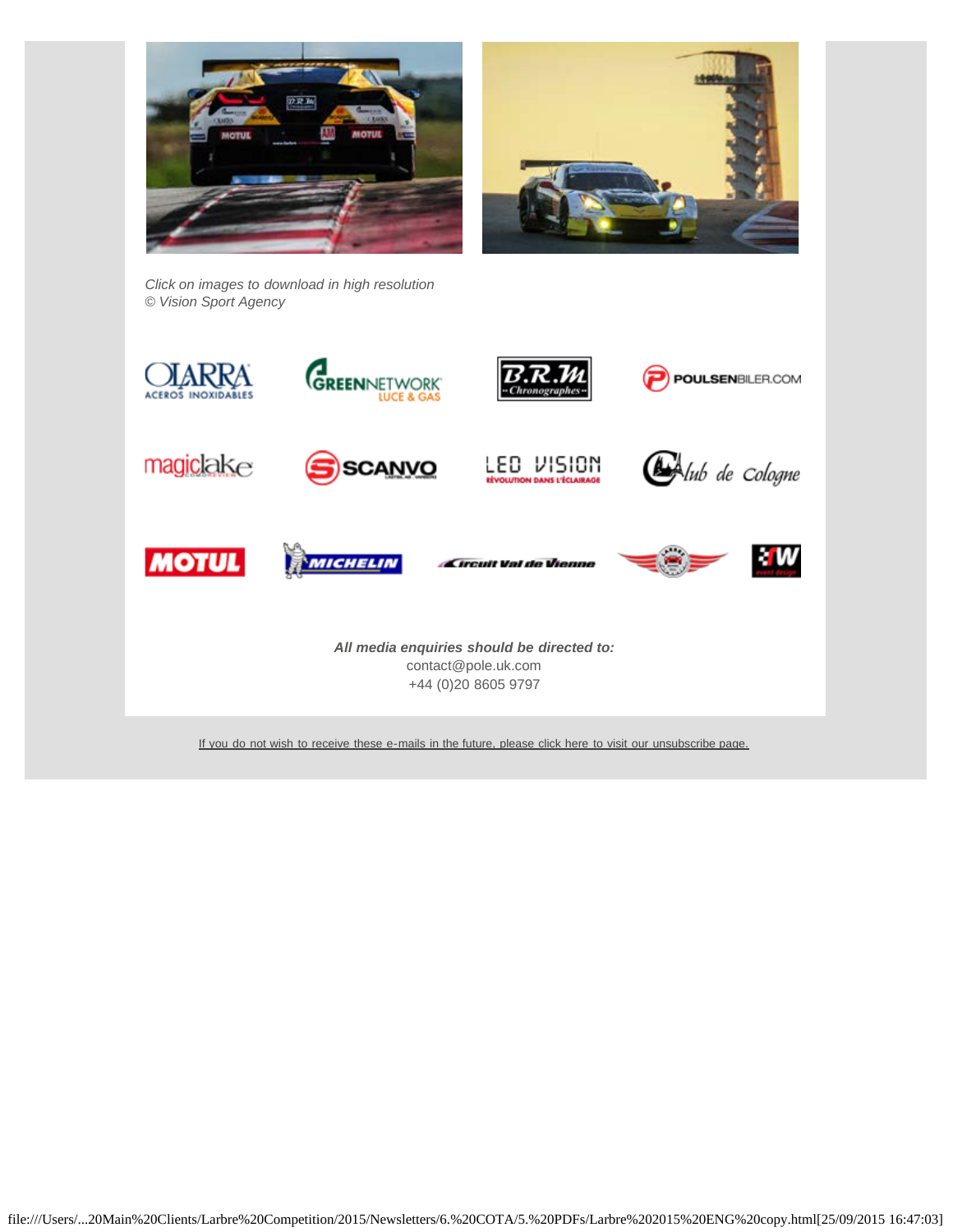*Click on images to download in high resolution*
*© Vision Sport Agency*

***All media enquiries should be directed to:***
contact@pole.uk.com
+44 (0)20 8605 9797

If you do not wish to receive these e-mails in the future, please click here to visit our unsubscribe page.